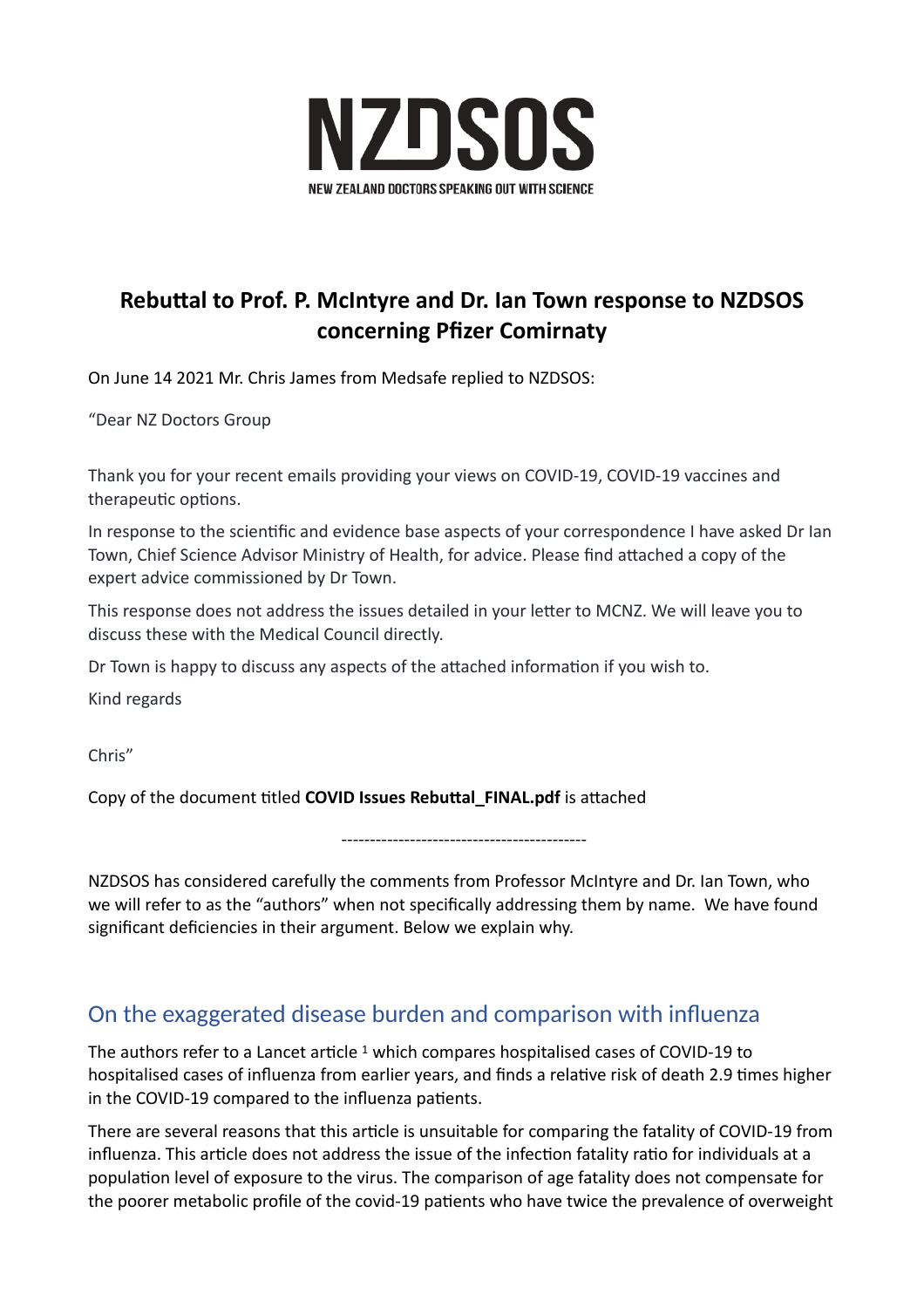# NZDSOS

NEW ZEALAND DOCTORS SPEAKING OUT WITH SCIENCE

## Rebuttal to Prof. P. McIntyre and Dr. Ian Town response to NZDSOS concerning Pfizer Comirnaty

On June 14 2021 Mr. Chris James from Medsafe replied to NZDSOS:

"Dear NZ Doctors Group

Thank you for your recent emails providing your views on COVID-19, COVID-19 vaccines and therapeutic options.

In response to the scientific and evidence base aspects of your correspondence I have asked Dr Ian Town, Chief Science Advisor Ministry of Health, for advice. Please find attached a copy of the expert advice commissioned by Dr Town.

This response does not address the issues detailed in your letter to MCNZ. We will leave you to discuss these with the Medical Council directly.

Dr Town is happy to discuss any aspects of the attached information if you wish to.

Kind regards

Chris"

Copy of the document titled **COVID Issues Rebuttal_FINAL.pdf** is attached

---

NZDSOS has considered carefully the comments from Professor McIntyre and Dr. Ian Town, who we will refer to as the "authors" when not specifically addressing them by name. We have found significant deficiencies in their argument. Below we explain why.

## On the exaggerated disease burden and comparison with influenza

The authors refer to a Lancet article [1] which compares hospitalised cases of COVID-19 to hospitalised cases of influenza from earlier years, and finds a relative risk of death 2.9 times higher in the COVID-19 compared to the influenza patients.

There are several reasons that this article is unsuitable for comparing the fatality of COVID-19 from influenza. This article does not address the issue of the infection fatality ratio for individuals at a population level of exposure to the virus. The comparison of age fatality does not compensate for the poorer metabolic profile of the covid-19 patients who have twice the prevalence of overweight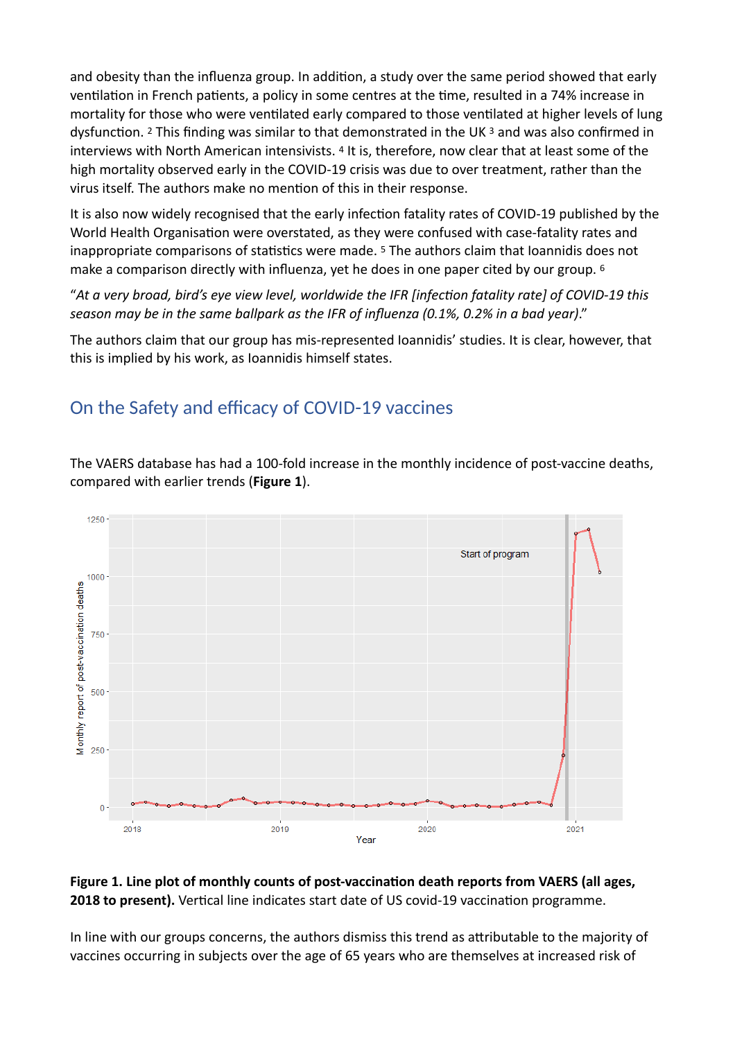and obesity than the influenza group. In addition, a study over the same period showed that early ventilation in French patients, a policy in some centres at the time, resulted in a 74% increase in mortality for those who were ventilated early compared to those ventilated at higher levels of lung dysfunction. [2] This finding was similar to that demonstrated in the UK [3] and was also confirmed in interviews with North American intensivists. [4] It is, therefore, now clear that at least some of the high mortality observed early in the COVID-19 crisis was due to over treatment, rather than the virus itself. The authors make no mention of this in their response.

It is also now widely recognised that the early infection fatality rates of COVID-19 published by the World Health Organisation were overstated, as they were confused with case-fatality rates and inappropriate comparisons of statistics were made. [5] The authors claim that Ioannidis does not make a comparison directly with influenza, yet he does in one paper cited by our group. [6]

"*At a very broad, bird's eye view level, worldwide the IFR [infection fatality rate] of COVID-19 this season may be in the same ballpark as the IFR of influenza (0.1%, 0.2% in a bad year).*"

The authors claim that our group has mis-represented Ioannidis' studies. It is clear, however, that this is implied by his work, as Ioannidis himself states.

## On the Safety and efficacy of COVID-19 vaccines

The VAERS database has had a 100-fold increase in the monthly incidence of post-vaccine deaths, compared with earlier trends (**Figure 1**).

**Figure 1. Line plot of monthly counts of post-vaccination death reports from VAERS (all ages, 2018 to present).** Vertical line indicates start date of US covid-19 vaccination programme.

In line with our groups concerns, the authors dismiss this trend as attributable to the majority of vaccines occurring in subjects over the age of 65 years who are themselves at increased risk of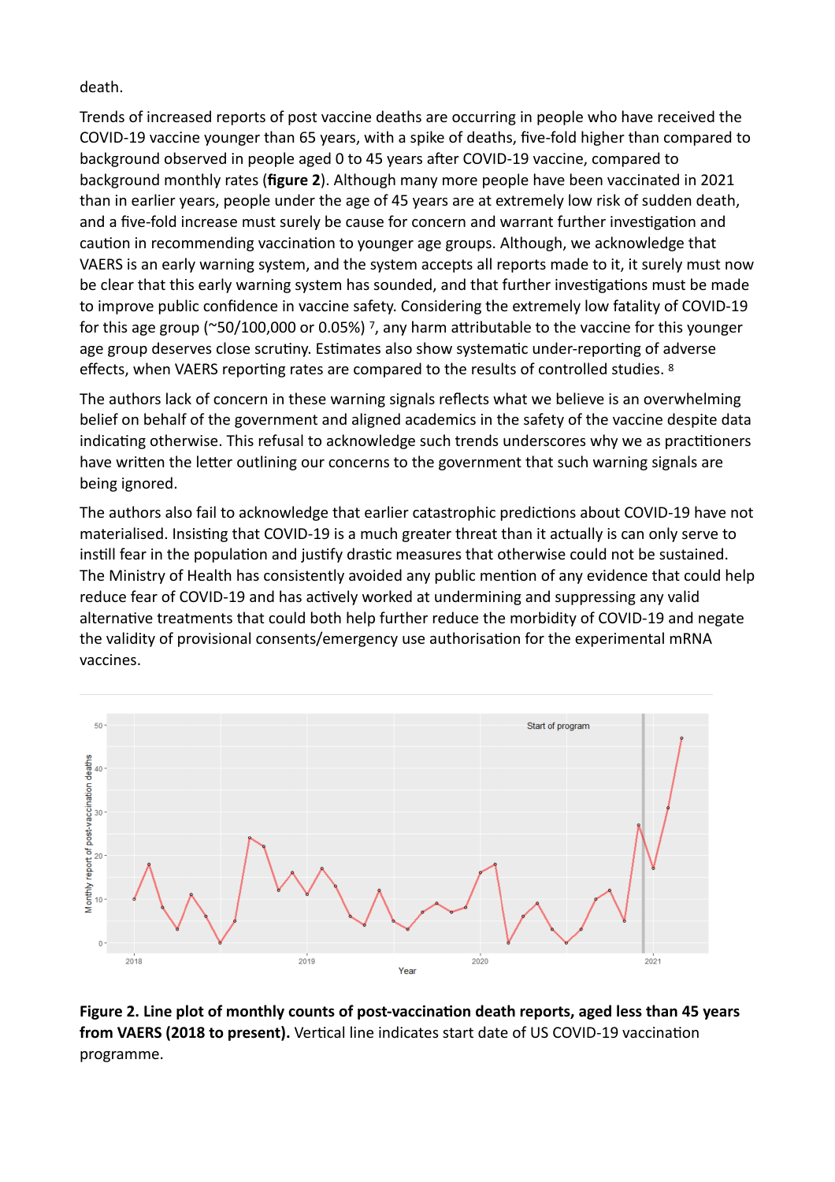death.

Trends of increased reports of post vaccine deaths are occurring in people who have received the COVID-19 vaccine younger than 65 years, with a spike of deaths, five-fold higher than compared to background observed in people aged 0 to 45 years after COVID-19 vaccine, compared to background monthly rates (**figure 2**). Although many more people have been vaccinated in 2021 than in earlier years, people under the age of 45 years are at extremely low risk of sudden death, and a five-fold increase must surely be cause for concern and warrant further investigation and caution in recommending vaccination to younger age groups. Although, we acknowledge that VAERS is an early warning system, and the system accepts all reports made to it, it surely must now be clear that this early warning system has sounded, and that further investigations must be made to improve public confidence in vaccine safety. Considering the extremely low fatality of COVID-19 for this age group (~50/100,000 or 0.05%) [7], any harm attributable to the vaccine for this younger age group deserves close scrutiny. Estimates also show systematic under-reporting of adverse effects, when VAERS reporting rates are compared to the results of controlled studies. [8]

The authors lack of concern in these warning signals reflects what we believe is an overwhelming belief on behalf of the government and aligned academics in the safety of the vaccine despite data indicating otherwise. This refusal to acknowledge such trends underscores why we as practitioners have written the letter outlining our concerns to the government that such warning signals are being ignored.

The authors also fail to acknowledge that earlier catastrophic predictions about COVID-19 have not materialised. Insisting that COVID-19 is a much greater threat than it actually is can only serve to instill fear in the population and justify drastic measures that otherwise could not be sustained. The Ministry of Health has consistently avoided any public mention of any evidence that could help reduce fear of COVID-19 and has actively worked at undermining and suppressing any valid alternative treatments that could both help further reduce the morbidity of COVID-19 and negate the validity of provisional consents/emergency use authorisation for the experimental mRNA vaccines.

**Figure 2. Line plot of monthly counts of post-vaccination death reports, aged less than 45 years from VAERS (2018 to present).** Vertical line indicates start date of US COVID-19 vaccination programme.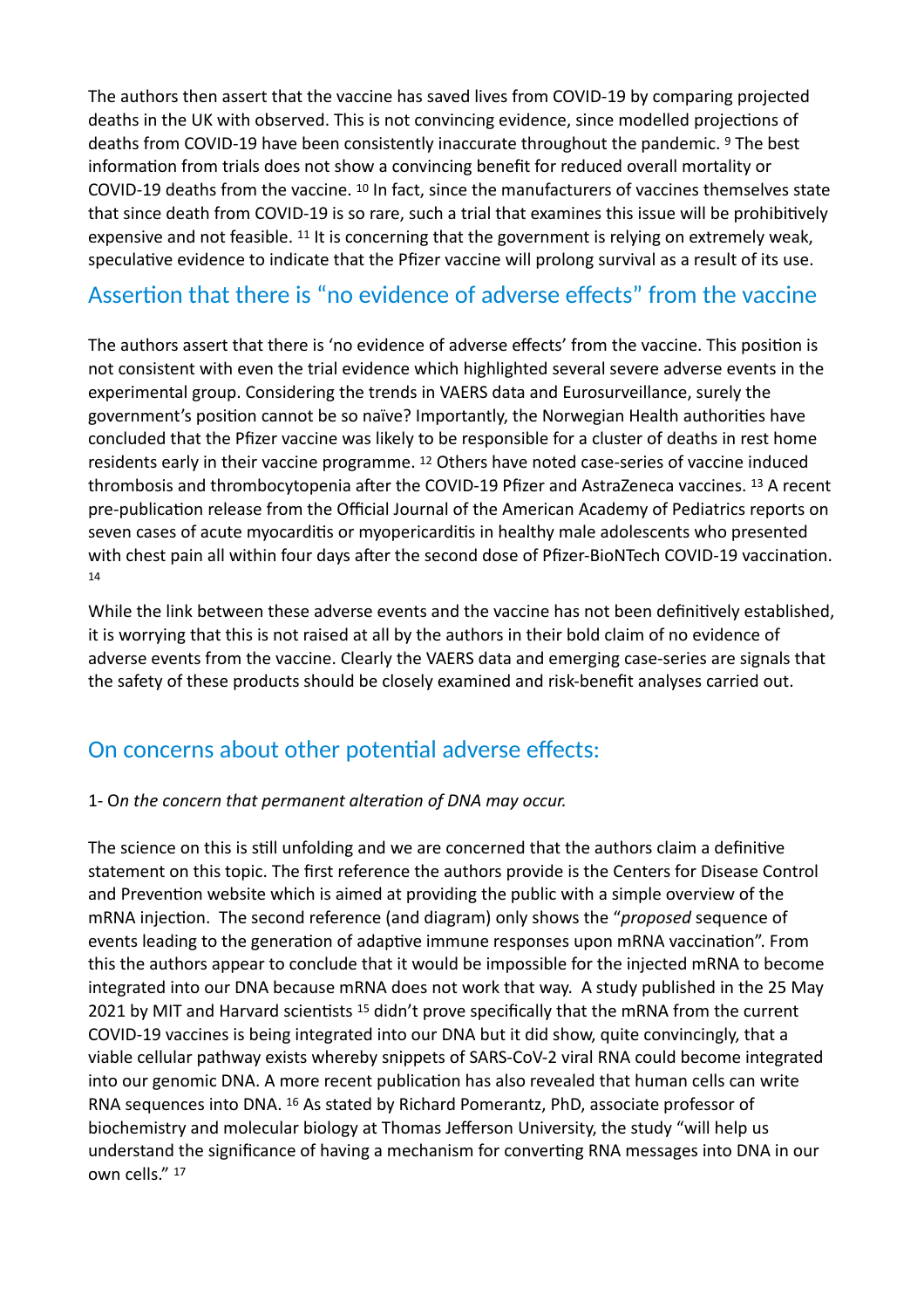The authors then assert that the vaccine has saved lives from COVID-19 by comparing projected deaths in the UK with observed. This is not convincing evidence, since modelled projections of deaths from COVID-19 have been consistently inaccurate throughout the pandemic. [9] The best information from trials does not show a convincing benefit for reduced overall mortality or COVID-19 deaths from the vaccine. [10] In fact, since the manufacturers of vaccines themselves state that since death from COVID-19 is so rare, such a trial that examines this issue will be prohibitively expensive and not feasible. [11] It is concerning that the government is relying on extremely weak, speculative evidence to indicate that the Pfizer vaccine will prolong survival as a result of its use.

## Assertion that there is "no evidence of adverse effects" from the vaccine

The authors assert that there is 'no evidence of adverse effects' from the vaccine. This position is not consistent with even the trial evidence which highlighted several severe adverse events in the experimental group. Considering the trends in VAERS data and Eurosurveillance, surely the government's position cannot be so naïve? Importantly, the Norwegian Health authorities have concluded that the Pfizer vaccine was likely to be responsible for a cluster of deaths in rest home residents early in their vaccine programme. [12] Others have noted case-series of vaccine induced thrombosis and thrombocytopenia after the COVID-19 Pfizer and AstraZeneca vaccines. [13] A recent pre-publication release from the Official Journal of the American Academy of Pediatrics reports on seven cases of acute myocarditis or myopericarditis in healthy male adolescents who presented with chest pain all within four days after the second dose of Pfizer-BioNTech COVID-19 vaccination. [14]

While the link between these adverse events and the vaccine has not been definitively established, it is worrying that this is not raised at all by the authors in their bold claim of no evidence of adverse events from the vaccine. Clearly the VAERS data and emerging case-series are signals that the safety of these products should be closely examined and risk-benefit analyses carried out.

## On concerns about other potential adverse effects:

1- O*n the concern that permanent alteration of DNA may occur.*

The science on this is still unfolding and we are concerned that the authors claim a definitive statement on this topic. The first reference the authors provide is the Centers for Disease Control and Prevention website which is aimed at providing the public with a simple overview of the mRNA injection. The second reference (and diagram) only shows the "*proposed* sequence of events leading to the generation of adaptive immune responses upon mRNA vaccination". From this the authors appear to conclude that it would be impossible for the injected mRNA to become integrated into our DNA because mRNA does not work that way. A study published in the 25 May 2021 by MIT and Harvard scientists [15] didn't prove specifically that the mRNA from the current COVID-19 vaccines is being integrated into our DNA but it did show, quite convincingly, that a viable cellular pathway exists whereby snippets of SARS-CoV-2 viral RNA could become integrated into our genomic DNA. A more recent publication has also revealed that human cells can write RNA sequences into DNA. [16] As stated by Richard Pomerantz, PhD, associate professor of biochemistry and molecular biology at Thomas Jefferson University, the study "will help us understand the significance of having a mechanism for converting RNA messages into DNA in our own cells." [17]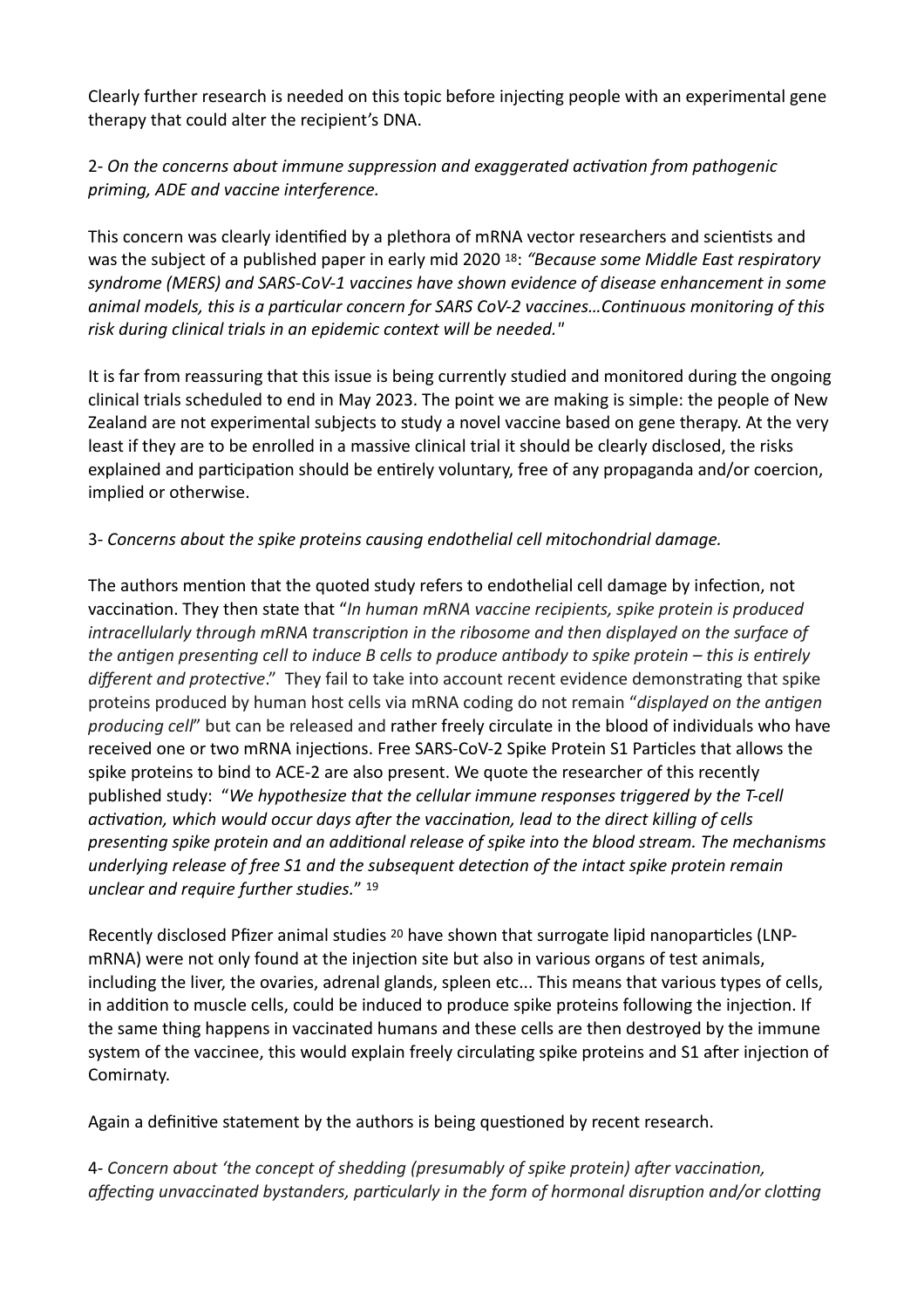Clearly further research is needed on this topic before injecting people with an experimental gene therapy that could alter the recipient's DNA.

2- *On the concerns about immune suppression and exaggerated activation from pathogenic priming, ADE and vaccine interference.*

This concern was clearly identified by a plethora of mRNA vector researchers and scientists and was the subject of a published paper in early mid 2020 [18]: *"Because some Middle East respiratory syndrome (MERS) and SARS-CoV-1 vaccines have shown evidence of disease enhancement in some animal models, this is a particular concern for SARS CoV-2 vaccines…Continuous monitoring of this risk during clinical trials in an epidemic context will be needed."*

It is far from reassuring that this issue is being currently studied and monitored during the ongoing clinical trials scheduled to end in May 2023. The point we are making is simple: the people of New Zealand are not experimental subjects to study a novel vaccine based on gene therapy. At the very least if they are to be enrolled in a massive clinical trial it should be clearly disclosed, the risks explained and participation should be entirely voluntary, free of any propaganda and/or coercion, implied or otherwise.

3- *Concerns about the spike proteins causing endothelial cell mitochondrial damage.*

The authors mention that the quoted study refers to endothelial cell damage by infection, not vaccination. They then state that "*In human mRNA vaccine recipients, spike protein is produced intracellularly through mRNA transcription in the ribosome and then displayed on the surface of the antigen presenting cell to induce B cells to produce antibody to spike protein – this is entirely different and protective*." They fail to take into account recent evidence demonstrating that spike proteins produced by human host cells via mRNA coding do not remain "*displayed on the antigen producing cell*" but can be released and rather freely circulate in the blood of individuals who have received one or two mRNA injections. Free SARS-CoV-2 Spike Protein S1 Particles that allows the spike proteins to bind to ACE-2 are also present. We quote the researcher of this recently published study: "*We hypothesize that the cellular immune responses triggered by the T-cell activation, which would occur days after the vaccination, lead to the direct killing of cells presenting spike protein and an additional release of spike into the blood stream. The mechanisms underlying release of free S1 and the subsequent detection of the intact spike protein remain unclear and require further studies.*" [19]

Recently disclosed Pfizer animal studies [20] have shown that surrogate lipid nanoparticles (LNP-mRNA) were not only found at the injection site but also in various organs of test animals, including the liver, the ovaries, adrenal glands, spleen etc... This means that various types of cells, in addition to muscle cells, could be induced to produce spike proteins following the injection. If the same thing happens in vaccinated humans and these cells are then destroyed by the immune system of the vaccinee, this would explain freely circulating spike proteins and S1 after injection of Comirnaty.

Again a definitive statement by the authors is being questioned by recent research.

4- *Concern about 'the concept of shedding (presumably of spike protein) after vaccination, affecting unvaccinated bystanders, particularly in the form of hormonal disruption and/or clotting*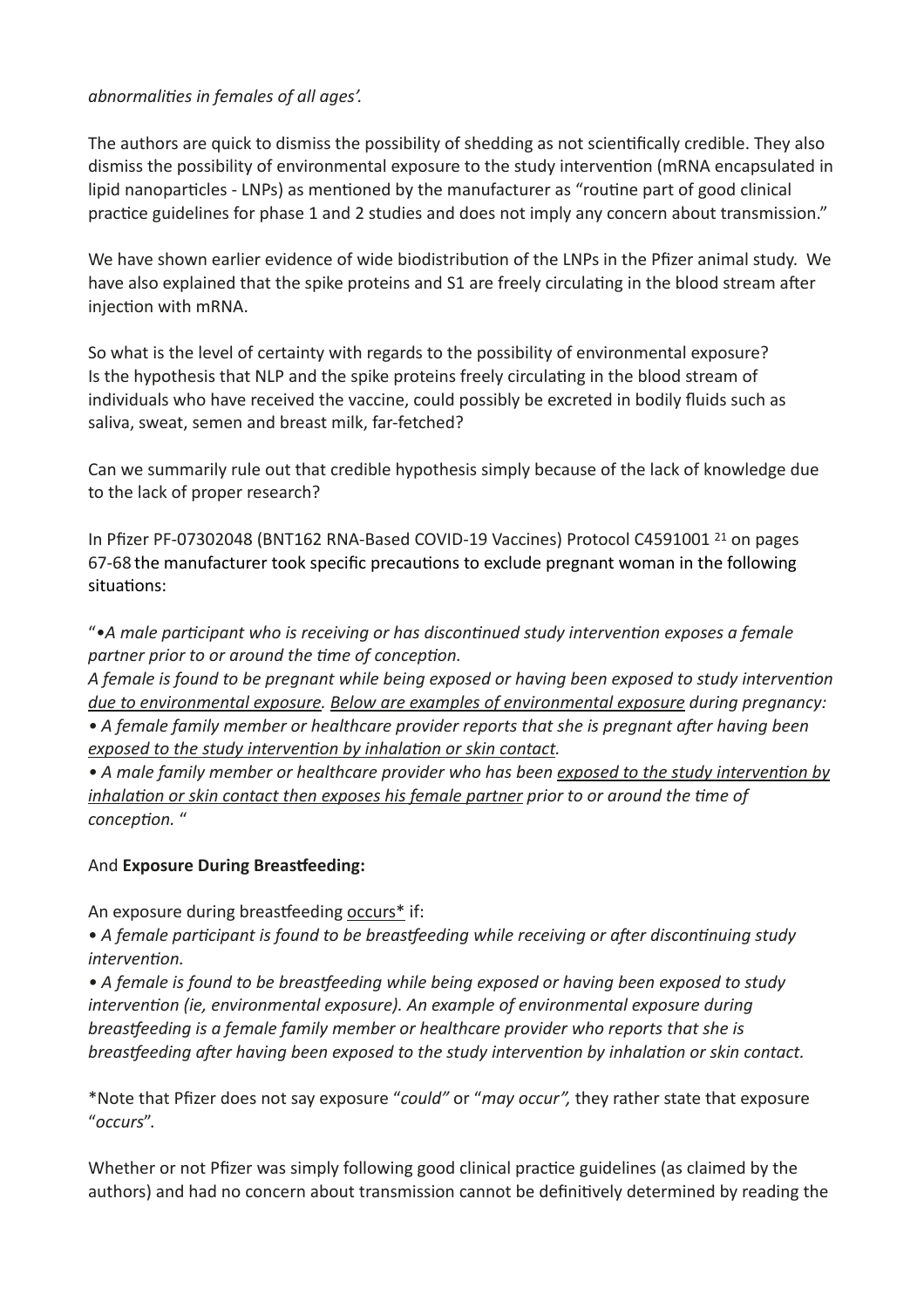*abnormalities in females of all ages'.*

The authors are quick to dismiss the possibility of shedding as not scientifically credible. They also dismiss the possibility of environmental exposure to the study intervention (mRNA encapsulated in lipid nanoparticles - LNPs) as mentioned by the manufacturer as "routine part of good clinical practice guidelines for phase 1 and 2 studies and does not imply any concern about transmission."

We have shown earlier evidence of wide biodistribution of the LNPs in the Pfizer animal study. We have also explained that the spike proteins and S1 are freely circulating in the blood stream after injection with mRNA.

So what is the level of certainty with regards to the possibility of environmental exposure? Is the hypothesis that NLP and the spike proteins freely circulating in the blood stream of individuals who have received the vaccine, could possibly be excreted in bodily fluids such as saliva, sweat, semen and breast milk, far-fetched?

Can we summarily rule out that credible hypothesis simply because of the lack of knowledge due to the lack of proper research?

In Pfizer PF-07302048 (BNT162 RNA-Based COVID-19 Vaccines) Protocol C4591001 [21] on pages 67-68 the manufacturer took specific precautions to exclude pregnant woman in the following situations:

"•*A male participant who is receiving or has discontinued study intervention exposes a female partner prior to or around the time of conception.*
*A female is found to be pregnant while being exposed or having been exposed to study intervention <u>due to environmental exposure</u>. <u>Below are examples of environmental exposure</u> during pregnancy:*
*• A female family member or healthcare provider reports that she is pregnant after having been <u>exposed to the study intervention by inhalation or skin contact</u>.*
*• A male family member or healthcare provider who has been <u>exposed to the study intervention by inhalation or skin contact then exposes his female partner</u> prior to or around the time of conception.* "

And **Exposure During Breastfeeding:**

An exposure during breastfeeding <u>occurs</u>* if:
*• A female participant is found to be breastfeeding while receiving or after discontinuing study intervention.*
*• A female is found to be breastfeeding while being exposed or having been exposed to study intervention (ie, environmental exposure). An example of environmental exposure during breastfeeding is a female family member or healthcare provider who reports that she is breastfeeding after having been exposed to the study intervention by inhalation or skin contact.*

*Note that Pfizer does not say exposure "*could"* or "*may occur",* they rather state that exposure "*occurs*".

Whether or not Pfizer was simply following good clinical practice guidelines (as claimed by the authors) and had no concern about transmission cannot be definitively determined by reading the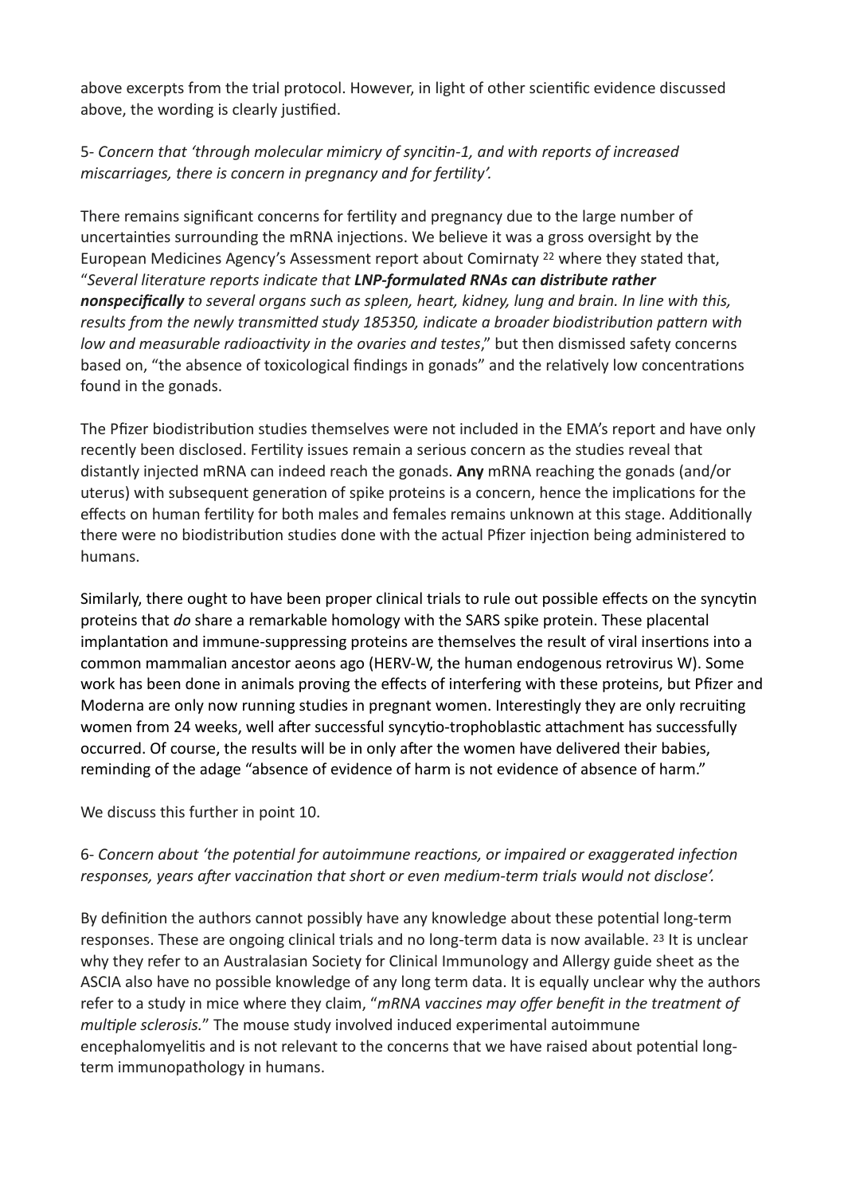above excerpts from the trial protocol. However, in light of other scientific evidence discussed above, the wording is clearly justified.

5- *Concern that 'through molecular mimicry of syncitin-1, and with reports of increased miscarriages, there is concern in pregnancy and for fertility'.*

There remains significant concerns for fertility and pregnancy due to the large number of uncertainties surrounding the mRNA injections. We believe it was a gross oversight by the European Medicines Agency's Assessment report about Comirnaty [22] where they stated that, "*Several literature reports indicate that **LNP-formulated RNAs can distribute rather nonspecifically** to several organs such as spleen, heart, kidney, lung and brain. In line with this, results from the newly transmitted study 185350, indicate a broader biodistribution pattern with low and measurable radioactivity in the ovaries and testes*," but then dismissed safety concerns based on, "the absence of toxicological findings in gonads" and the relatively low concentrations found in the gonads.

The Pfizer biodistribution studies themselves were not included in the EMA's report and have only recently been disclosed. Fertility issues remain a serious concern as the studies reveal that distantly injected mRNA can indeed reach the gonads. **Any** mRNA reaching the gonads (and/or uterus) with subsequent generation of spike proteins is a concern, hence the implications for the effects on human fertility for both males and females remains unknown at this stage. Additionally there were no biodistribution studies done with the actual Pfizer injection being administered to humans.

Similarly, there ought to have been proper clinical trials to rule out possible effects on the syncytin proteins that *do* share a remarkable homology with the SARS spike protein. These placental implantation and immune-suppressing proteins are themselves the result of viral insertions into a common mammalian ancestor aeons ago (HERV-W, the human endogenous retrovirus W). Some work has been done in animals proving the effects of interfering with these proteins, but Pfizer and Moderna are only now running studies in pregnant women. Interestingly they are only recruiting women from 24 weeks, well after successful syncytio-trophoblastic attachment has successfully occurred. Of course, the results will be in only after the women have delivered their babies, reminding of the adage "absence of evidence of harm is not evidence of absence of harm."

We discuss this further in point 10.

6- *Concern about 'the potential for autoimmune reactions, or impaired or exaggerated infection responses, years after vaccination that short or even medium-term trials would not disclose'.*

By definition the authors cannot possibly have any knowledge about these potential long-term responses. These are ongoing clinical trials and no long-term data is now available. [23] It is unclear why they refer to an Australasian Society for Clinical Immunology and Allergy guide sheet as the ASCIA also have no possible knowledge of any long term data. It is equally unclear why the authors refer to a study in mice where they claim, "*mRNA vaccines may offer benefit in the treatment of multiple sclerosis.*" The mouse study involved induced experimental autoimmune encephalomyelitis and is not relevant to the concerns that we have raised about potential long-term immunopathology in humans.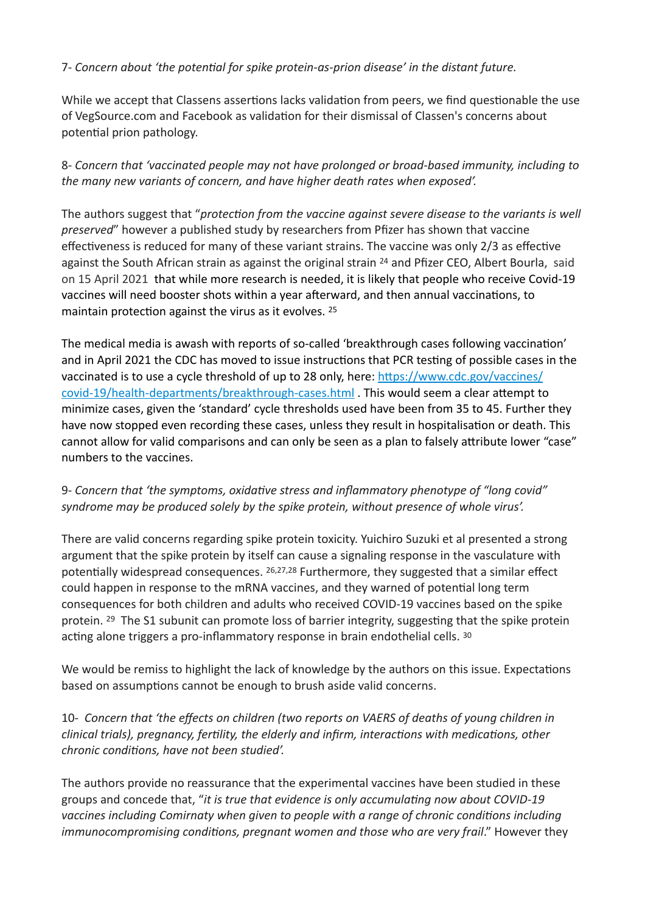7- *Concern about 'the potential for spike protein-as-prion disease' in the distant future.*

While we accept that Classens assertions lacks validation from peers, we find questionable the use of VegSource.com and Facebook as validation for their dismissal of Classen's concerns about potential prion pathology.

8- *Concern that 'vaccinated people may not have prolonged or broad-based immunity, including to the many new variants of concern, and have higher death rates when exposed'.*

The authors suggest that "*protection from the vaccine against severe disease to the variants is well preserved*" however a published study by researchers from Pfizer has shown that vaccine effectiveness is reduced for many of these variant strains. The vaccine was only 2/3 as effective against the South African strain as against the original strain [24] and Pfizer CEO, Albert Bourla, said on 15 April 2021 that while more research is needed, it is likely that people who receive Covid-19 vaccines will need booster shots within a year afterward, and then annual vaccinations, to maintain protection against the virus as it evolves. [25]

The medical media is awash with reports of so-called 'breakthrough cases following vaccination' and in April 2021 the CDC has moved to issue instructions that PCR testing of possible cases in the vaccinated is to use a cycle threshold of up to 28 only, here: [https://www.cdc.gov/vaccines/covid-19/health-departments/breakthrough-cases.html](https://www.cdc.gov/vaccines/covid-19/health-departments/breakthrough-cases.html) . This would seem a clear attempt to minimize cases, given the 'standard' cycle thresholds used have been from 35 to 45. Further they have now stopped even recording these cases, unless they result in hospitalisation or death. This cannot allow for valid comparisons and can only be seen as a plan to falsely attribute lower "case" numbers to the vaccines.

9- *Concern that 'the symptoms, oxidative stress and inflammatory phenotype of "long covid" syndrome may be produced solely by the spike protein, without presence of whole virus'.*

There are valid concerns regarding spike protein toxicity. Yuichiro Suzuki et al presented a strong argument that the spike protein by itself can cause a signaling response in the vasculature with potentially widespread consequences. [26,27,28] Furthermore, they suggested that a similar effect could happen in response to the mRNA vaccines, and they warned of potential long term consequences for both children and adults who received COVID-19 vaccines based on the spike protein. [29] The S1 subunit can promote loss of barrier integrity, suggesting that the spike protein acting alone triggers a pro-inflammatory response in brain endothelial cells. [30]

We would be remiss to highlight the lack of knowledge by the authors on this issue. Expectations based on assumptions cannot be enough to brush aside valid concerns.

10- *Concern that 'the effects on children (two reports on VAERS of deaths of young children in clinical trials), pregnancy, fertility, the elderly and infirm, interactions with medications, other chronic conditions, have not been studied'.*

The authors provide no reassurance that the experimental vaccines have been studied in these groups and concede that, "*it is true that evidence is only accumulating now about COVID-19 vaccines including Comirnaty when given to people with a range of chronic conditions including immunocompromising conditions, pregnant women and those who are very frail*." However they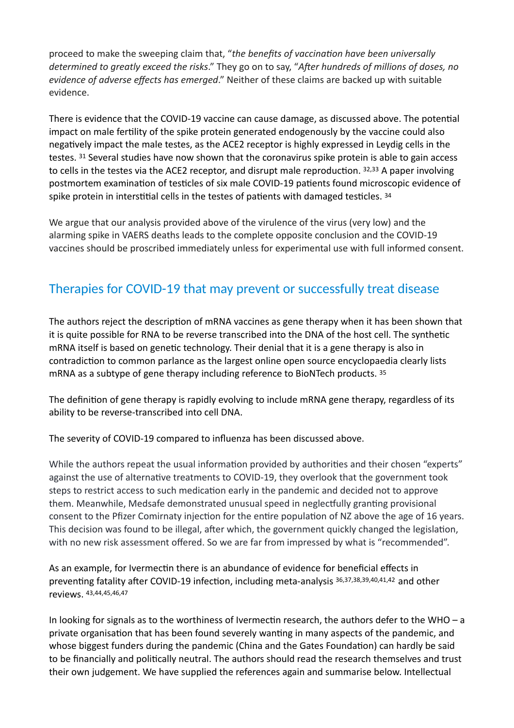proceed to make the sweeping claim that, "*the benefits of vaccination have been universally determined to greatly exceed the risks*." They go on to say, "*After hundreds of millions of doses, no evidence of adverse effects has emerged*." Neither of these claims are backed up with suitable evidence.

There is evidence that the COVID-19 vaccine can cause damage, as discussed above. The potential impact on male fertility of the spike protein generated endogenously by the vaccine could also negatively impact the male testes, as the ACE2 receptor is highly expressed in Leydig cells in the testes. [31] Several studies have now shown that the coronavirus spike protein is able to gain access to cells in the testes via the ACE2 receptor, and disrupt male reproduction. [32,33] A paper involving postmortem examination of testicles of six male COVID-19 patients found microscopic evidence of spike protein in interstitial cells in the testes of patients with damaged testicles. [34]

We argue that our analysis provided above of the virulence of the virus (very low) and the alarming spike in VAERS deaths leads to the complete opposite conclusion and the COVID-19 vaccines should be proscribed immediately unless for experimental use with full informed consent.

## Therapies for COVID-19 that may prevent or successfully treat disease

The authors reject the description of mRNA vaccines as gene therapy when it has been shown that it is quite possible for RNA to be reverse transcribed into the DNA of the host cell. The synthetic mRNA itself is based on genetic technology. Their denial that it is a gene therapy is also in contradiction to common parlance as the largest online open source encyclopaedia clearly lists mRNA as a subtype of gene therapy including reference to BioNTech products. [35]

The definition of gene therapy is rapidly evolving to include mRNA gene therapy, regardless of its ability to be reverse-transcribed into cell DNA.

The severity of COVID-19 compared to influenza has been discussed above.

While the authors repeat the usual information provided by authorities and their chosen "experts" against the use of alternative treatments to COVID-19, they overlook that the government took steps to restrict access to such medication early in the pandemic and decided not to approve them. Meanwhile, Medsafe demonstrated unusual speed in neglectfully granting provisional consent to the Pfizer Comirnaty injection for the entire population of NZ above the age of 16 years. This decision was found to be illegal, after which, the government quickly changed the legislation, with no new risk assessment offered. So we are far from impressed by what is "recommended".

As an example, for Ivermectin there is an abundance of evidence for beneficial effects in preventing fatality after COVID-19 infection, including meta-analysis [36,37,38,39,40,41,42] and other reviews. [43,44,45,46,47]

In looking for signals as to the worthiness of Ivermectin research, the authors defer to the WHO – a private organisation that has been found severely wanting in many aspects of the pandemic, and whose biggest funders during the pandemic (China and the Gates Foundation) can hardly be said to be financially and politically neutral. The authors should read the research themselves and trust their own judgement. We have supplied the references again and summarise below. Intellectual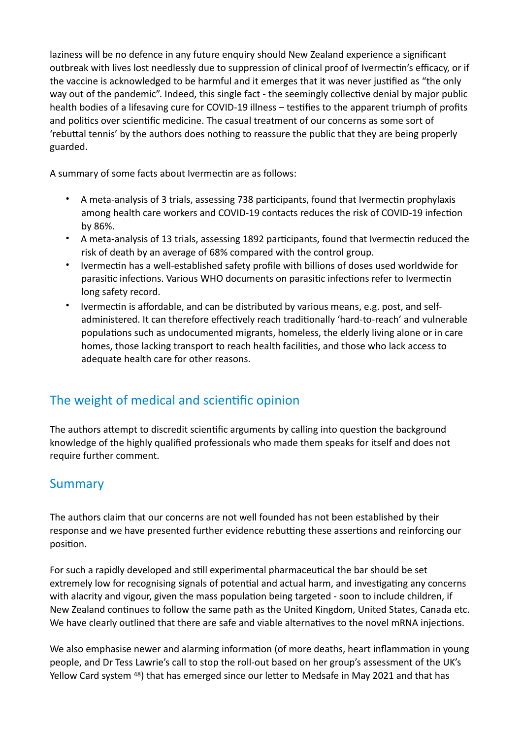laziness will be no defence in any future enquiry should New Zealand experience a significant outbreak with lives lost needlessly due to suppression of clinical proof of Ivermectin's efficacy, or if the vaccine is acknowledged to be harmful and it emerges that it was never justified as "the only way out of the pandemic". Indeed, this single fact - the seemingly collective denial by major public health bodies of a lifesaving cure for COVID-19 illness – testifies to the apparent triumph of profits and politics over scientific medicine. The casual treatment of our concerns as some sort of 'rebuttal tennis' by the authors does nothing to reassure the public that they are being properly guarded.

A summary of some facts about Ivermectin are as follows:

- A meta-analysis of 3 trials, assessing 738 participants, found that Ivermectin prophylaxis among health care workers and COVID-19 contacts reduces the risk of COVID-19 infection by 86%.
- A meta-analysis of 13 trials, assessing 1892 participants, found that Ivermectin reduced the risk of death by an average of 68% compared with the control group.
- Ivermectin has a well-established safety profile with billions of doses used worldwide for parasitic infections. Various WHO documents on parasitic infections refer to Ivermectin long safety record.
- Ivermectin is affordable, and can be distributed by various means, e.g. post, and self-administered. It can therefore effectively reach traditionally 'hard-to-reach' and vulnerable populations such as undocumented migrants, homeless, the elderly living alone or in care homes, those lacking transport to reach health facilities, and those who lack access to adequate health care for other reasons.

## The weight of medical and scientific opinion

The authors attempt to discredit scientific arguments by calling into question the background knowledge of the highly qualified professionals who made them speaks for itself and does not require further comment.

## Summary

The authors claim that our concerns are not well founded has not been established by their response and we have presented further evidence rebutting these assertions and reinforcing our position.

For such a rapidly developed and still experimental pharmaceutical the bar should be set extremely low for recognising signals of potential and actual harm, and investigating any concerns with alacrity and vigour, given the mass population being targeted - soon to include children, if New Zealand continues to follow the same path as the United Kingdom, United States, Canada etc. We have clearly outlined that there are safe and viable alternatives to the novel mRNA injections.

We also emphasise newer and alarming information (of more deaths, heart inflammation in young people, and Dr Tess Lawrie's call to stop the roll-out based on her group's assessment of the UK's Yellow Card system [48]) that has emerged since our letter to Medsafe in May 2021 and that has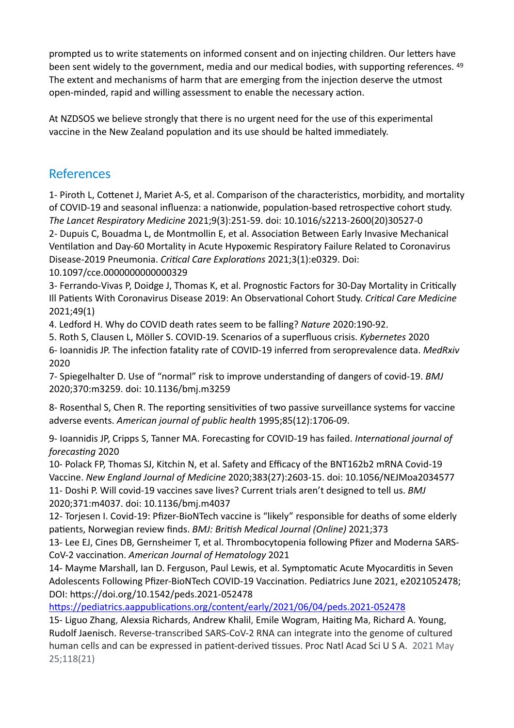prompted us to write statements on informed consent and on injecting children. Our letters have been sent widely to the government, media and our medical bodies, with supporting references. [49] The extent and mechanisms of harm that are emerging from the injection deserve the utmost open-minded, rapid and willing assessment to enable the necessary action.

At NZDSOS we believe strongly that there is no urgent need for the use of this experimental vaccine in the New Zealand population and its use should be halted immediately.

## References

1- Piroth L, Cottenet J, Mariet A-S, et al. Comparison of the characteristics, morbidity, and mortality of COVID-19 and seasonal influenza: a nationwide, population-based retrospective cohort study. *The Lancet Respiratory Medicine* 2021;9(3):251-59. doi: 10.1016/s2213-2600(20)30527-0
2- Dupuis C, Bouadma L, de Montmollin E, et al. Association Between Early Invasive Mechanical Ventilation and Day-60 Mortality in Acute Hypoxemic Respiratory Failure Related to Coronavirus Disease-2019 Pneumonia. *Critical Care Explorations* 2021;3(1):e0329. Doi: 10.1097/cce.0000000000000329
3- Ferrando-Vivas P, Doidge J, Thomas K, et al. Prognostic Factors for 30-Day Mortality in Critically Ill Patients With Coronavirus Disease 2019: An Observational Cohort Study. *Critical Care Medicine* 2021;49(1)
4. Ledford H. Why do COVID death rates seem to be falling? *Nature* 2020:190-92.
5. Roth S, Clausen L, Möller S. COVID-19. Scenarios of a superfluous crisis. *Kybernetes* 2020
6- Ioannidis JP. The infection fatality rate of COVID-19 inferred from seroprevalence data. *MedRxiv* 2020
7- Spiegelhalter D. Use of "normal" risk to improve understanding of dangers of covid-19. *BMJ* 2020;370:m3259. doi: 10.1136/bmj.m3259

8- Rosenthal S, Chen R. The reporting sensitivities of two passive surveillance systems for vaccine adverse events. *American journal of public health* 1995;85(12):1706-09.

9- Ioannidis JP, Cripps S, Tanner MA. Forecasting for COVID-19 has failed. *International journal of forecasting* 2020
10- Polack FP, Thomas SJ, Kitchin N, et al. Safety and Efficacy of the BNT162b2 mRNA Covid-19 Vaccine. *New England Journal of Medicine* 2020;383(27):2603-15. doi: 10.1056/NEJMoa2034577
11- Doshi P. Will covid-19 vaccines save lives? Current trials aren't designed to tell us. *BMJ* 2020;371:m4037. doi: 10.1136/bmj.m4037
12- Torjesen I. Covid-19: Pfizer-BioNTech vaccine is "likely" responsible for deaths of some elderly patients, Norwegian review finds. *BMJ: British Medical Journal (Online)* 2021;373
13- Lee EJ, Cines DB, Gernsheimer T, et al. Thrombocytopenia following Pfizer and Moderna SARS-CoV-2 vaccination. *American Journal of Hematology* 2021
14- Mayme Marshall, Ian D. Ferguson, Paul Lewis, et al. Symptomatic Acute Myocarditis in Seven Adolescents Following Pfizer-BioNTech COVID-19 Vaccination. Pediatrics June 2021, e2021052478; DOI: https://doi.org/10.1542/peds.2021-052478
https://pediatrics.aappublications.org/content/early/2021/06/04/peds.2021-052478
15- Liguo Zhang, Alexsia Richards, Andrew Khalil, Emile Wogram, Haiting Ma, Richard A. Young, Rudolf Jaenisch. Reverse-transcribed SARS-CoV-2 RNA can integrate into the genome of cultured human cells and can be expressed in patient-derived tissues. Proc Natl Acad Sci U S A. 2021 May 25;118(21)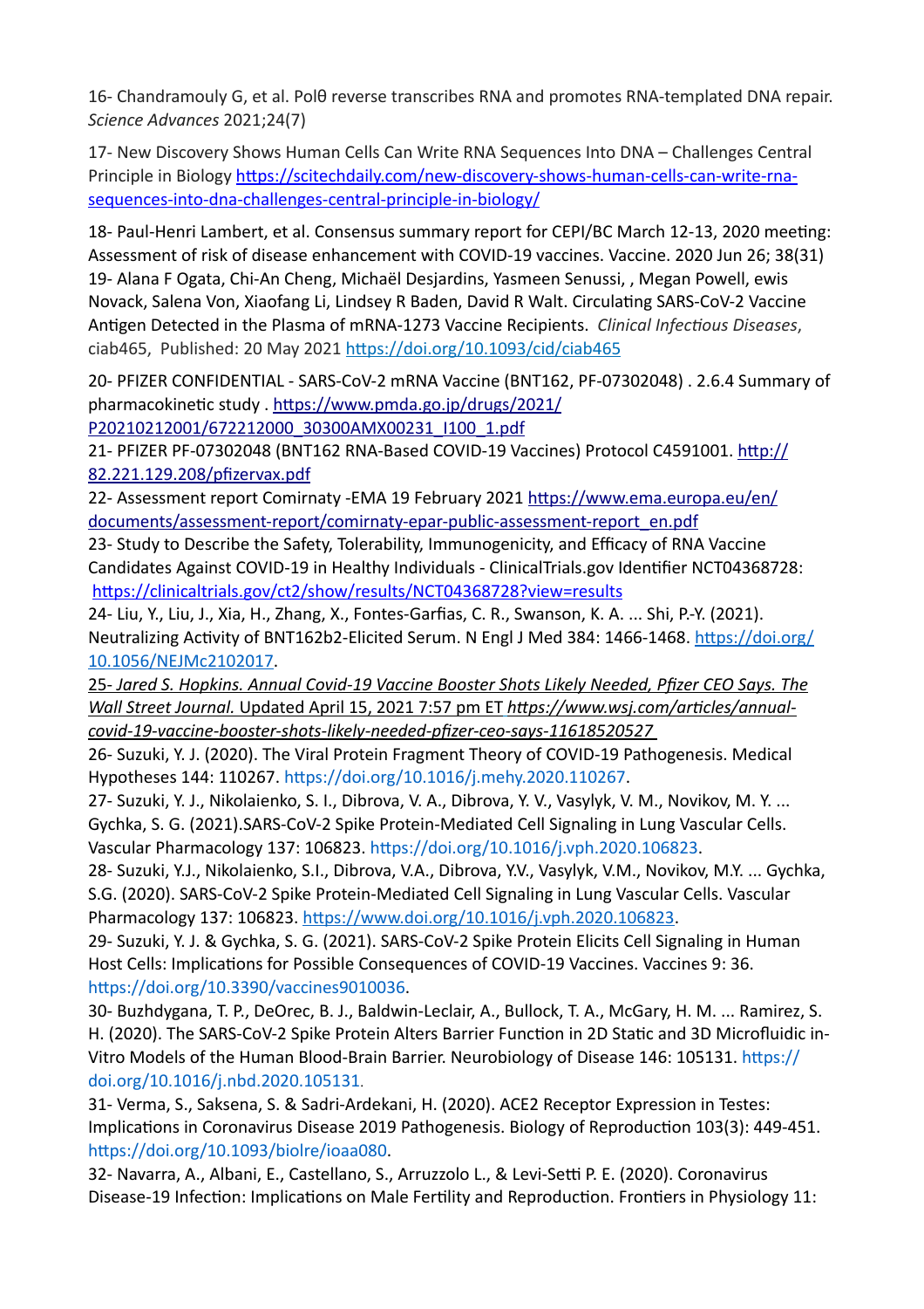16- Chandramouly G, et al. Polθ reverse transcribes RNA and promotes RNA-templated DNA repair. *Science Advances* 2021;24(7)

17- New Discovery Shows Human Cells Can Write RNA Sequences Into DNA – Challenges Central Principle in Biology https://scitechdaily.com/new-discovery-shows-human-cells-can-write-rna-sequences-into-dna-challenges-central-principle-in-biology/

18- Paul-Henri Lambert, et al. Consensus summary report for CEPI/BC March 12-13, 2020 meeting: Assessment of risk of disease enhancement with COVID-19 vaccines. Vaccine. 2020 Jun 26; 38(31)

19- Alana F Ogata, Chi-An Cheng, Michaël Desjardins, Yasmeen Senussi, , Megan Powell, ewis Novack, Salena Von, Xiaofang Li, Lindsey R Baden, David R Walt. Circulating SARS-CoV-2 Vaccine Antigen Detected in the Plasma of mRNA-1273 Vaccine Recipients. *Clinical Infectious Diseases*, ciab465, Published: 20 May 2021 https://doi.org/10.1093/cid/ciab465

20- PFIZER CONFIDENTIAL - SARS-CoV-2 mRNA Vaccine (BNT162, PF-07302048) . 2.6.4 Summary of pharmacokinetic study . https://www.pmda.go.jp/drugs/2021/P20210212001/672212000_30300AMX00231_I100_1.pdf

21- PFIZER PF-07302048 (BNT162 RNA-Based COVID-19 Vaccines) Protocol C4591001. http://82.221.129.208/pfizervax.pdf

22- Assessment report Comirnaty -EMA 19 February 2021 https://www.ema.europa.eu/en/documents/assessment-report/comirnaty-epar-public-assessment-report_en.pdf

23- Study to Describe the Safety, Tolerability, Immunogenicity, and Efficacy of RNA Vaccine Candidates Against COVID-19 in Healthy Individuals - ClinicalTrials.gov Identifier NCT04368728: https://clinicaltrials.gov/ct2/show/results/NCT04368728?view=results

24- Liu, Y., Liu, J., Xia, H., Zhang, X., Fontes-Garfias, C. R., Swanson, K. A. ... Shi, P.-Y. (2021). Neutralizing Activity of BNT162b2-Elicited Serum. N Engl J Med 384: 1466-1468. https://doi.org/10.1056/NEJMc2102017.

25- *Jared S. Hopkins. Annual Covid-19 Vaccine Booster Shots Likely Needed, Pfizer CEO Says. The Wall Street Journal.* Updated April 15, 2021 7:57 pm ET *https://www.wsj.com/articles/annual-covid-19-vaccine-booster-shots-likely-needed-pfizer-ceo-says-11618520527*

26- Suzuki, Y. J. (2020). The Viral Protein Fragment Theory of COVID-19 Pathogenesis. Medical Hypotheses 144: 110267. https://doi.org/10.1016/j.mehy.2020.110267.

27- Suzuki, Y. J., Nikolaienko, S. I., Dibrova, V. A., Dibrova, Y. V., Vasylyk, V. M., Novikov, M. Y. ... Gychka, S. G. (2021).SARS-CoV-2 Spike Protein-Mediated Cell Signaling in Lung Vascular Cells. Vascular Pharmacology 137: 106823. https://doi.org/10.1016/j.vph.2020.106823.

28- Suzuki, Y.J., Nikolaienko, S.I., Dibrova, V.A., Dibrova, Y.V., Vasylyk, V.M., Novikov, M.Y. ... Gychka, S.G. (2020). SARS-CoV-2 Spike Protein-Mediated Cell Signaling in Lung Vascular Cells. Vascular Pharmacology 137: 106823. https://www.doi.org/10.1016/j.vph.2020.106823.

29- Suzuki, Y. J. & Gychka, S. G. (2021). SARS-CoV-2 Spike Protein Elicits Cell Signaling in Human Host Cells: Implications for Possible Consequences of COVID-19 Vaccines. Vaccines 9: 36. https://doi.org/10.3390/vaccines9010036.

30- Buzhdygana, T. P., DeOrec, B. J., Baldwin-Leclair, A., Bullock, T. A., McGary, H. M. ... Ramirez, S. H. (2020). The SARS-CoV-2 Spike Protein Alters Barrier Function in 2D Static and 3D Microfluidic in-Vitro Models of the Human Blood-Brain Barrier. Neurobiology of Disease 146: 105131. https://doi.org/10.1016/j.nbd.2020.105131.

31- Verma, S., Saksena, S. & Sadri-Ardekani, H. (2020). ACE2 Receptor Expression in Testes: Implications in Coronavirus Disease 2019 Pathogenesis. Biology of Reproduction 103(3): 449-451. https://doi.org/10.1093/biolre/ioaa080.

32- Navarra, A., Albani, E., Castellano, S., Arruzzolo L., & Levi-Setti P. E. (2020). Coronavirus Disease-19 Infection: Implications on Male Fertility and Reproduction. Frontiers in Physiology 11: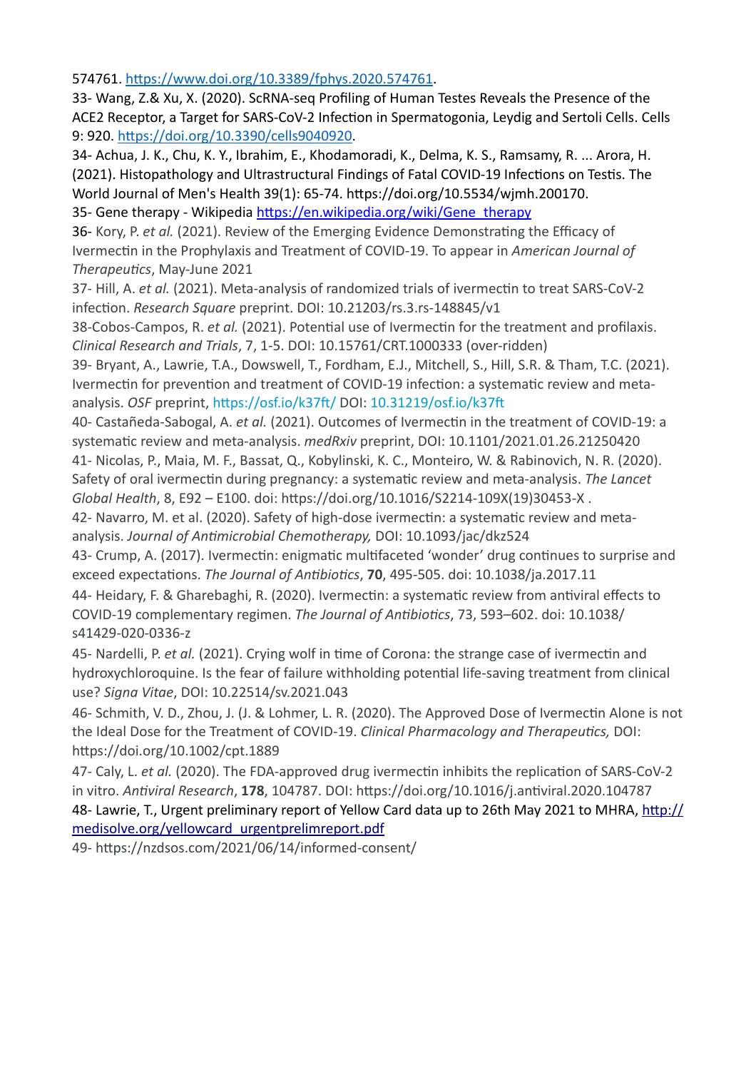574761. https://www.doi.org/10.3389/fphys.2020.574761.

33- Wang, Z.& Xu, X. (2020). ScRNA-seq Profiling of Human Testes Reveals the Presence of the ACE2 Receptor, a Target for SARS-CoV-2 Infection in Spermatogonia, Leydig and Sertoli Cells. Cells 9: 920. https://doi.org/10.3390/cells9040920.

34- Achua, J. K., Chu, K. Y., Ibrahim, E., Khodamoradi, K., Delma, K. S., Ramsamy, R. ... Arora, H. (2021). Histopathology and Ultrastructural Findings of Fatal COVID-19 Infections on Testis. The World Journal of Men's Health 39(1): 65-74. https://doi.org/10.5534/wjmh.200170.

35- Gene therapy - Wikipedia https://en.wikipedia.org/wiki/Gene_therapy

36- Kory, P. *et al.* (2021). Review of the Emerging Evidence Demonstrating the Efficacy of Ivermectin in the Prophylaxis and Treatment of COVID-19. To appear in *American Journal of Therapeutics*, May-June 2021

37- Hill, A. *et al.* (2021). Meta-analysis of randomized trials of ivermectin to treat SARS-CoV-2 infection. *Research Square* preprint. DOI: 10.21203/rs.3.rs-148845/v1

38-Cobos-Campos, R. *et al.* (2021). Potential use of Ivermectin for the treatment and profilaxis. *Clinical Research and Trials*, 7, 1-5. DOI: 10.15761/CRT.1000333 (over-ridden)

39- Bryant, A., Lawrie, T.A., Dowswell, T., Fordham, E.J., Mitchell, S., Hill, S.R. & Tham, T.C. (2021). Ivermectin for prevention and treatment of COVID-19 infection: a systematic review and meta-analysis. *OSF* preprint, https://osf.io/k37ft/ DOI: 10.31219/osf.io/k37ft

40- Castañeda-Sabogal, A. *et al.* (2021). Outcomes of Ivermectin in the treatment of COVID-19: a systematic review and meta-analysis. *medRxiv* preprint, DOI: 10.1101/2021.01.26.21250420

41- Nicolas, P., Maia, M. F., Bassat, Q., Kobylinski, K. C., Monteiro, W. & Rabinovich, N. R. (2020). Safety of oral ivermectin during pregnancy: a systematic review and meta-analysis. *The Lancet Global Health*, 8, E92 – E100. doi: https://doi.org/10.1016/S2214-109X(19)30453-X .

42- Navarro, M. et al. (2020). Safety of high-dose ivermectin: a systematic review and meta-analysis. *Journal of Antimicrobial Chemotherapy,* DOI: 10.1093/jac/dkz524

43- Crump, A. (2017). Ivermectin: enigmatic multifaceted 'wonder' drug continues to surprise and exceed expectations. *The Journal of Antibiotics*, **70**, 495-505. doi: 10.1038/ja.2017.11

44- Heidary, F. & Gharebaghi, R. (2020). Ivermectin: a systematic review from antiviral effects to COVID-19 complementary regimen. *The Journal of Antibiotics*, 73, 593–602. doi: 10.1038/s41429-020-0336-z

45- Nardelli, P. *et al.* (2021). Crying wolf in time of Corona: the strange case of ivermectin and hydroxychloroquine. Is the fear of failure withholding potential life-saving treatment from clinical use? *Signa Vitae*, DOI: 10.22514/sv.2021.043

46- Schmith, V. D., Zhou, J. (J. & Lohmer, L. R. (2020). The Approved Dose of Ivermectin Alone is not the Ideal Dose for the Treatment of COVID-19. *Clinical Pharmacology and Therapeutics,* DOI: https://doi.org/10.1002/cpt.1889

47- Caly, L. *et al.* (2020). The FDA-approved drug ivermectin inhibits the replication of SARS-CoV-2 in vitro. *Antiviral Research*, **178**, 104787. DOI: https://doi.org/10.1016/j.antiviral.2020.104787

48- Lawrie, T., Urgent preliminary report of Yellow Card data up to 26th May 2021 to MHRA, http://medisolve.org/yellowcard_urgentprelimreport.pdf

49- https://nzdsos.com/2021/06/14/informed-consent/